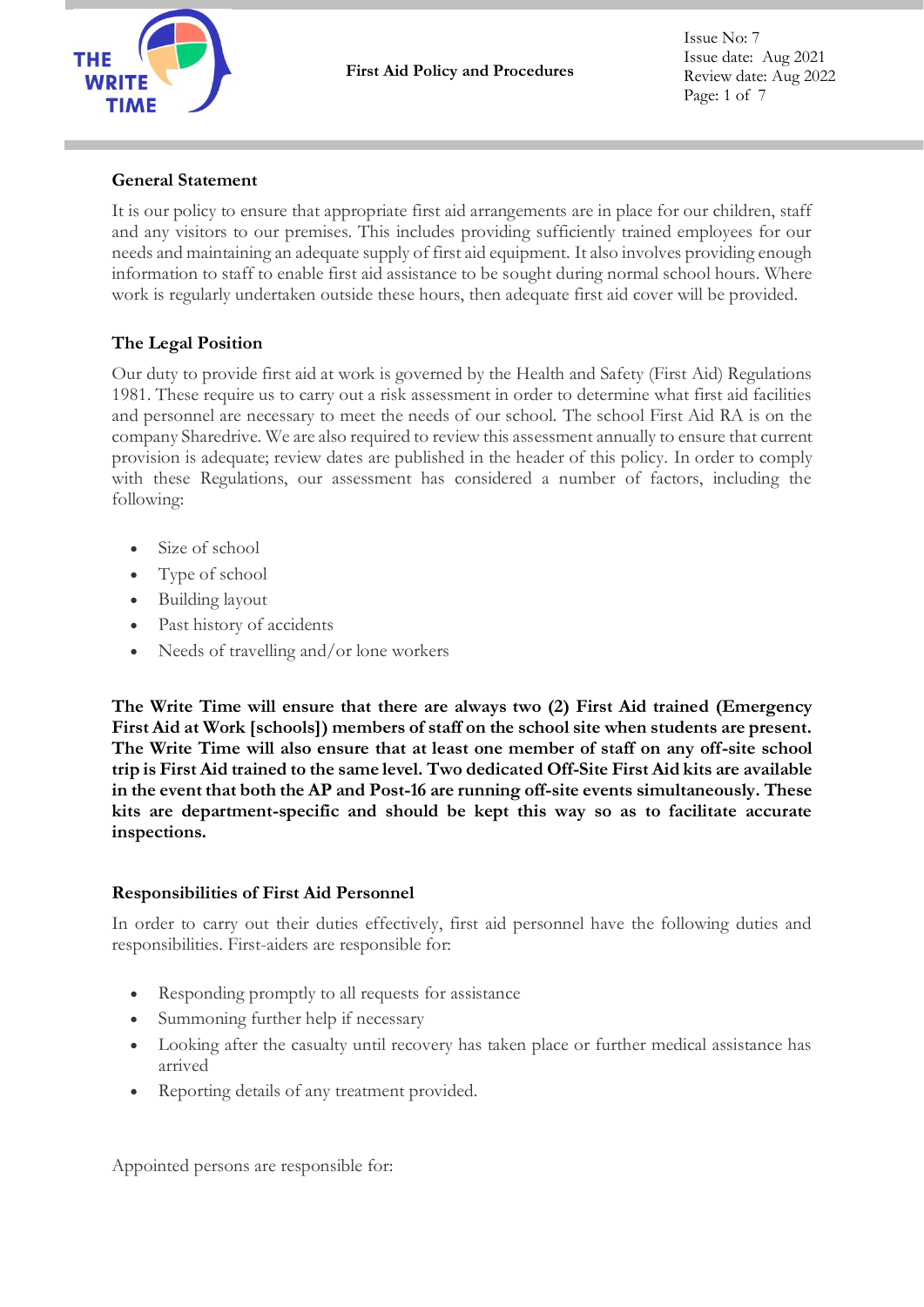## General Statement

It is our policy to ensure that appropriate first aid arrangements are in place for our children, staff and any visitors to our premises. This includes providing sufficiently trained employees for our needs and maintaining an adequate supply of first aid equipment. It also involves providing enough information to staff to enable first aid assistance to be sought during normal school hours. Where work is regularly undertaken outside these hours, then adequate first aid cover will be provided.

## The Legal Position

Our duty to provide first aid at work is governed by the Health and Safety (First Aid) Regulations 1981. These require us to carry out a risk assessment in order to determine what first aid facilities and personnel are necessary to meet the needs of our school. The school First Aid RA is on the company Sharedrive. We are also required to review this assessment annually to ensure that current provision is adequate; review dates are published in the header of this policy. In order to comply with these Regulations, our assessment has considered a number of factors, including the following:

- Size of school
- Type of school
- Building layout
- Past history of accidents
- Needs of travelling and/or lone workers

**The Write Time will ensure that there are always two (2) First Aid trained (Emergency First Aid at Work [schools]) members of staff on the school site when students are present. The Write Time will also ensure that at least one member of staff on any off-site school trip is First Aid trained to the same level. Two dedicated Off-Site First Aid kits are available in the event that both the AP and Post-16 are running off-site events simultaneously. These kits are department-specific and should be kept this way so as to facilitate accurate inspections.**

## Responsibilities of First Aid Personnel

In order to carry out their duties effectively, first aid personnel have the following duties and responsibilities. First-aiders are responsible for:

- Responding promptly to all requests for assistance
- Summoning further help if necessary
- Looking after the casualty until recovery has taken place or further medical assistance has arrived
- Reporting details of any treatment provided.

Appointed persons are responsible for: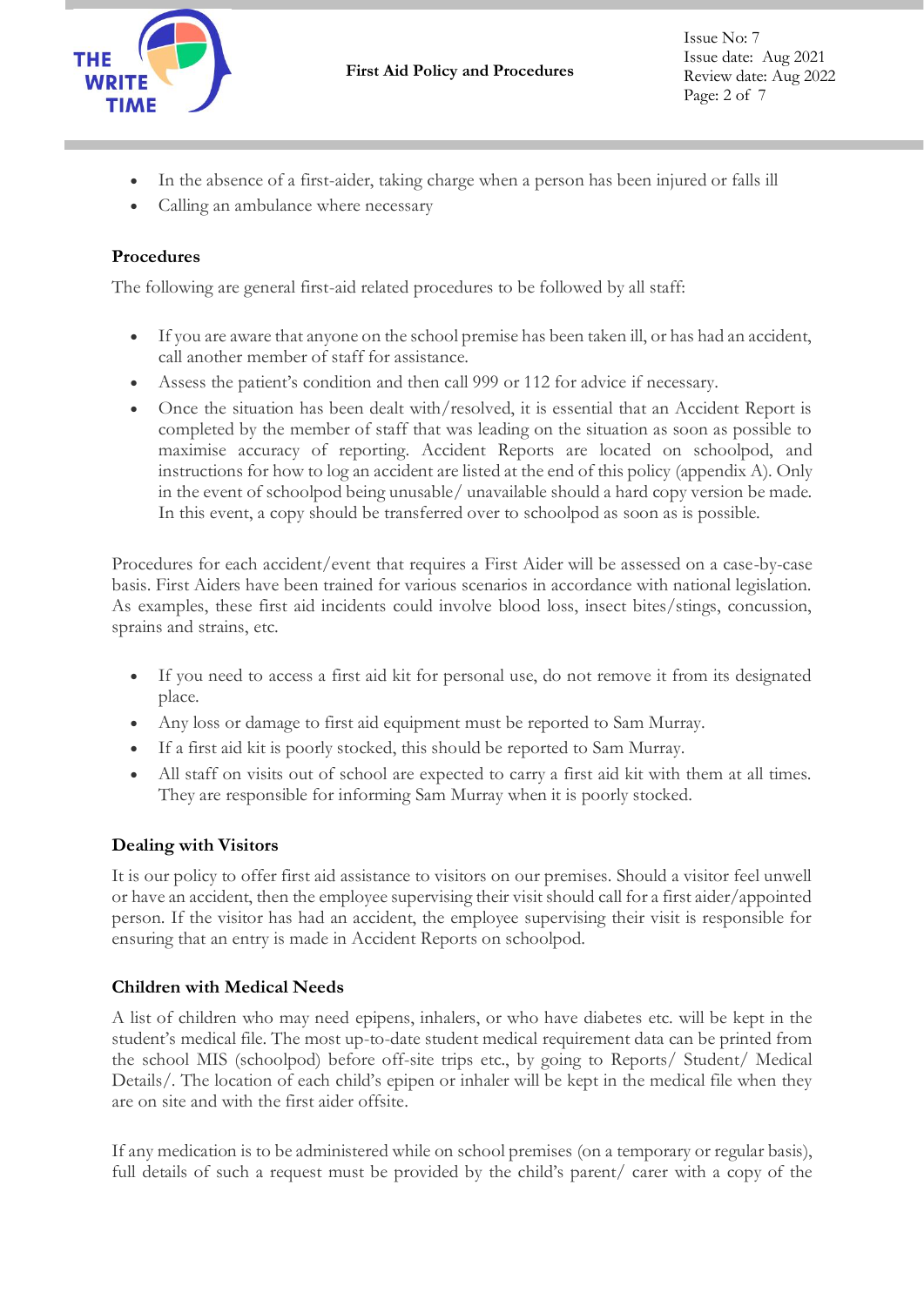- In the absence of a first-aider, taking charge when a person has been injured or falls ill
- Calling an ambulance where necessary

### Procedures

The following are general first-aid related procedures to be followed by all staff:

- If you are aware that anyone on the school premise has been taken ill, or has had an accident, call another member of staff for assistance.
- Assess the patient's condition and then call 999 or 112 for advice if necessary.
- Once the situation has been dealt with/resolved, it is essential that an Accident Report is completed by the member of staff that was leading on the situation as soon as possible to maximise accuracy of reporting. Accident Reports are located on schoolpod, and instructions for how to log an accident are listed at the end of this policy (appendix A). Only in the event of schoolpod being unusable/ unavailable should a hard copy version be made. In this event, a copy should be transferred over to schoolpod as soon as is possible.

Procedures for each accident/event that requires a First Aider will be assessed on a case-by-case basis. First Aiders have been trained for various scenarios in accordance with national legislation. As examples, these first aid incidents could involve blood loss, insect bites/stings, concussion, sprains and strains, etc.

- If you need to access a first aid kit for personal use, do not remove it from its designated place.
- Any loss or damage to first aid equipment must be reported to Sam Murray.
- If a first aid kit is poorly stocked, this should be reported to Sam Murray.
- All staff on visits out of school are expected to carry a first aid kit with them at all times. They are responsible for informing Sam Murray when it is poorly stocked.

### Dealing with Visitors

It is our policy to offer first aid assistance to visitors on our premises. Should a visitor feel unwell or have an accident, then the employee supervising their visit should call for a first aider/appointed person. If the visitor has had an accident, the employee supervising their visit is responsible for ensuring that an entry is made in Accident Reports on schoolpod.

### Children with Medical Needs

A list of children who may need epipens, inhalers, or who have diabetes etc. will be kept in the student's medical file. The most up-to-date student medical requirement data can be printed from the school MIS (schoolpod) before off-site trips etc., by going to Reports/ Student/ Medical Details/. The location of each child's epipen or inhaler will be kept in the medical file when they are on site and with the first aider offsite.

If any medication is to be administered while on school premises (on a temporary or regular basis), full details of such a request must be provided by the child's parent/ carer with a copy of the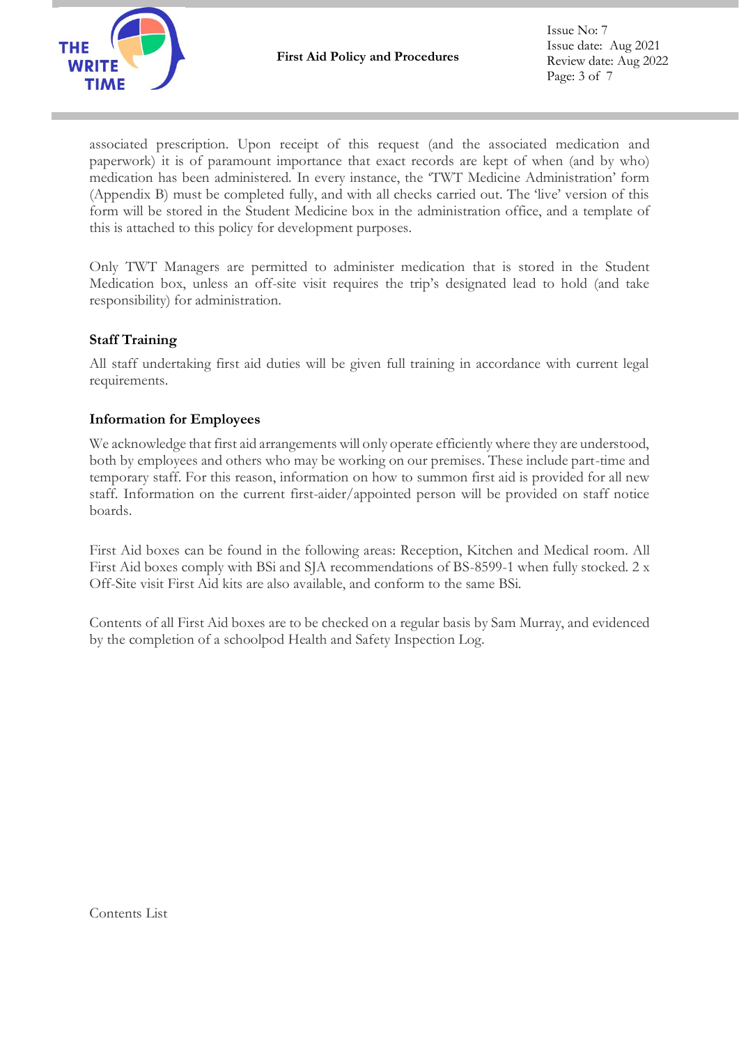associated prescription. Upon receipt of this request (and the associated medication and paperwork) it is of paramount importance that exact records are kept of when (and by who) medication has been administered. In every instance, the 'TWT Medicine Administration' form (Appendix B) must be completed fully, and with all checks carried out. The 'live' version of this form will be stored in the Student Medicine box in the administration office, and a template of this is attached to this policy for development purposes.

Only TWT Managers are permitted to administer medication that is stored in the Student Medication box, unless an off-site visit requires the trip's designated lead to hold (and take responsibility) for administration.

### Staff Training

All staff undertaking first aid duties will be given full training in accordance with current legal requirements.

### Information for Employees

We acknowledge that first aid arrangements will only operate efficiently where they are understood, both by employees and others who may be working on our premises. These include part-time and temporary staff. For this reason, information on how to summon first aid is provided for all new staff. Information on the current first-aider/appointed person will be provided on staff notice boards.

First Aid boxes can be found in the following areas: Reception, Kitchen and Medical room. All First Aid boxes comply with BSi and SJA recommendations of BS-8599-1 when fully stocked. 2 x Off-Site visit First Aid kits are also available, and conform to the same BSi.

Contents of all First Aid boxes are to be checked on a regular basis by Sam Murray, and evidenced by the completion of a schoolpod Health and Safety Inspection Log.

Contents List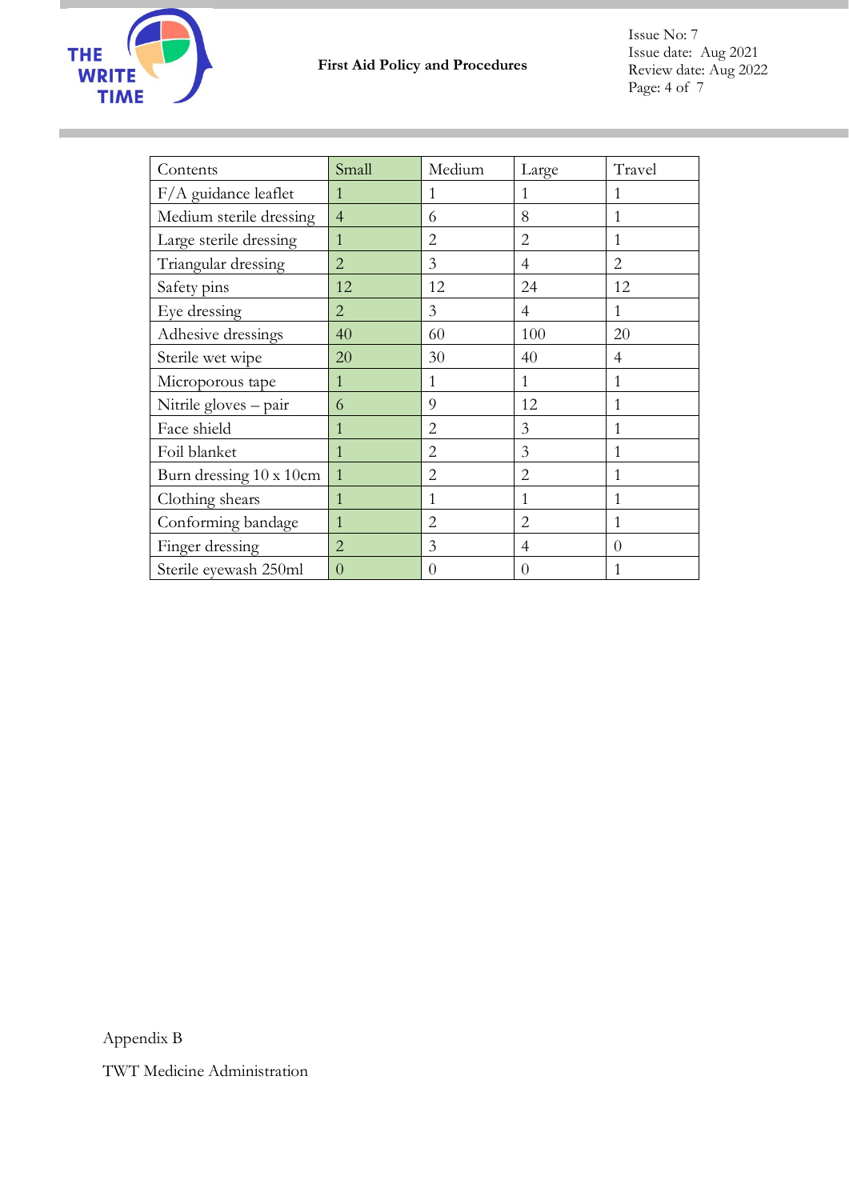| Contents | Small | Medium | Large | Travel |
|---|---|---|---|---|
| F/A guidance leaflet | 1 | 1 | 1 | 1 |
| Medium sterile dressing | 4 | 6 | 8 | 1 |
| Large sterile dressing | 1 | 2 | 2 | 1 |
| Triangular dressing | 2 | 3 | 4 | 2 |
| Safety pins | 12 | 12 | 24 | 12 |
| Eye dressing | 2 | 3 | 4 | 1 |
| Adhesive dressings | 40 | 60 | 100 | 20 |
| Sterile wet wipe | 20 | 30 | 40 | 4 |
| Microporous tape | 1 | 1 | 1 | 1 |
| Nitrile gloves – pair | 6 | 9 | 12 | 1 |
| Face shield | 1 | 2 | 3 | 1 |
| Foil blanket | 1 | 2 | 3 | 1 |
| Burn dressing 10 x 10cm | 1 | 2 | 2 | 1 |
| Clothing shears | 1 | 1 | 1 | 1 |
| Conforming bandage | 1 | 2 | 2 | 1 |
| Finger dressing | 2 | 3 | 4 | 0 |
| Sterile eyewash 250ml | 0 | 0 | 0 | 1 |

Appendix B

TWT Medicine Administration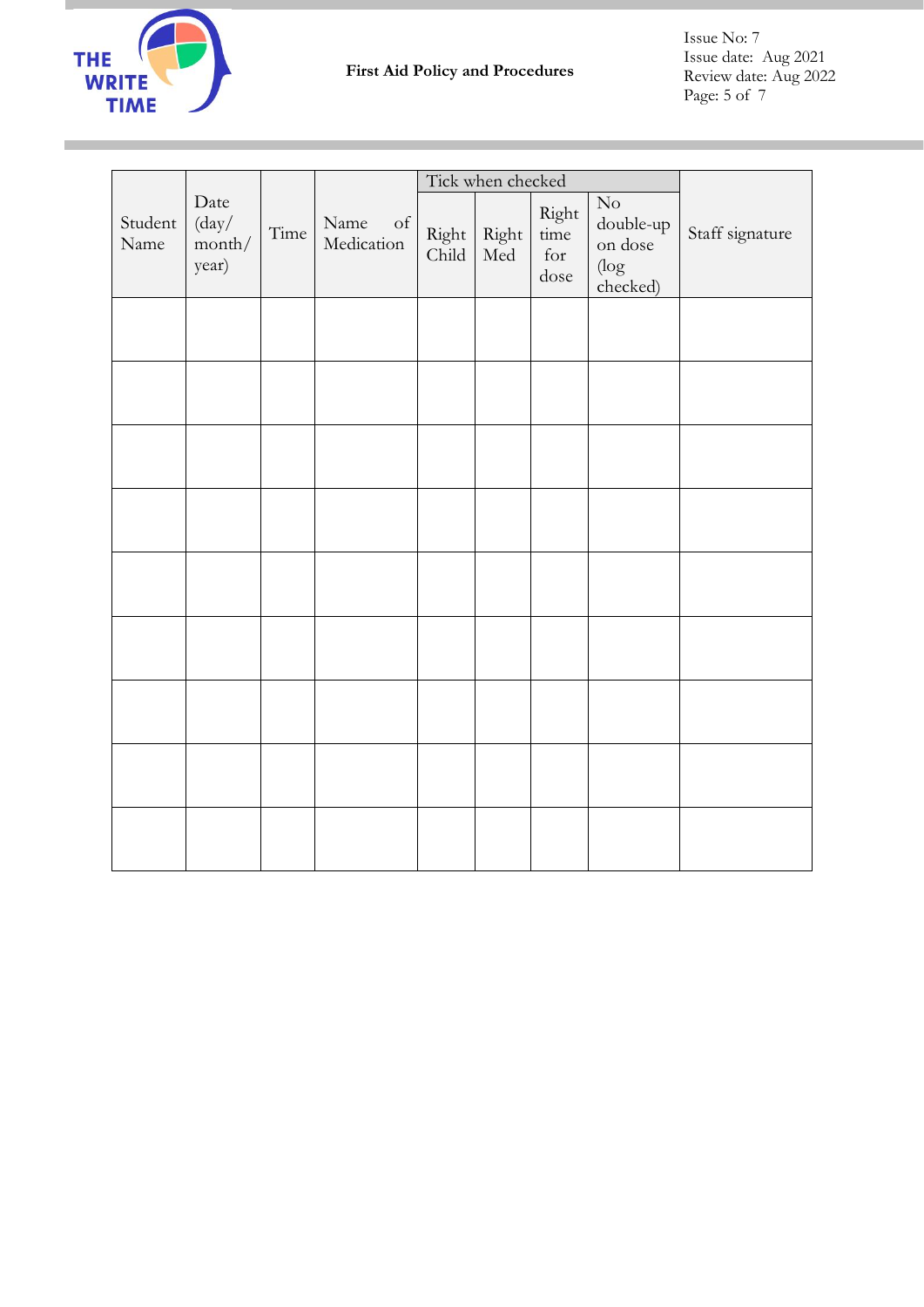| Student Name | Date (day/ month/ year) | Time | Name of Medication | Tick when checked | | | | Staff signature |
|---|---|---|---|---|---|---|---|---|
| | | | | Right Child | Right Med | Right time for dose | No double-up on dose (log checked) | |
| | | | | | | | | |
| | | | | | | | | |
| | | | | | | | | |
| | | | | | | | | |
| | | | | | | | | |
| | | | | | | | | |
| | | | | | | | | |
| | | | | | | | | |
| | | | | | | | | |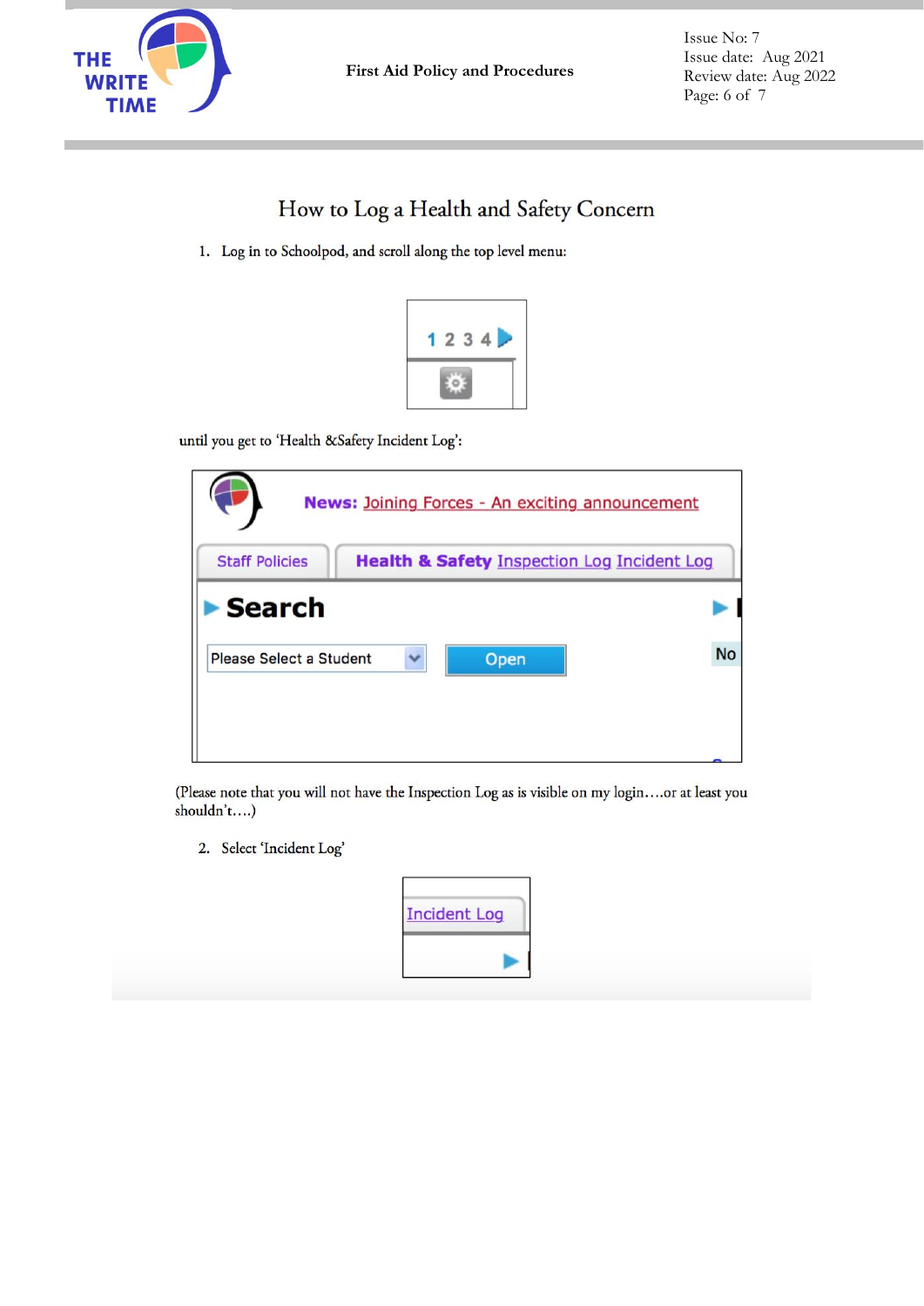# How to Log a Health and Safety Concern

1. Log in to Schoolpod, and scroll along the top level menu:

until you get to 'Health &Safety Incident Log':

(Please note that you will not have the Inspection Log as is visible on my login….or at least you shouldn't….)

2. Select 'Incident Log'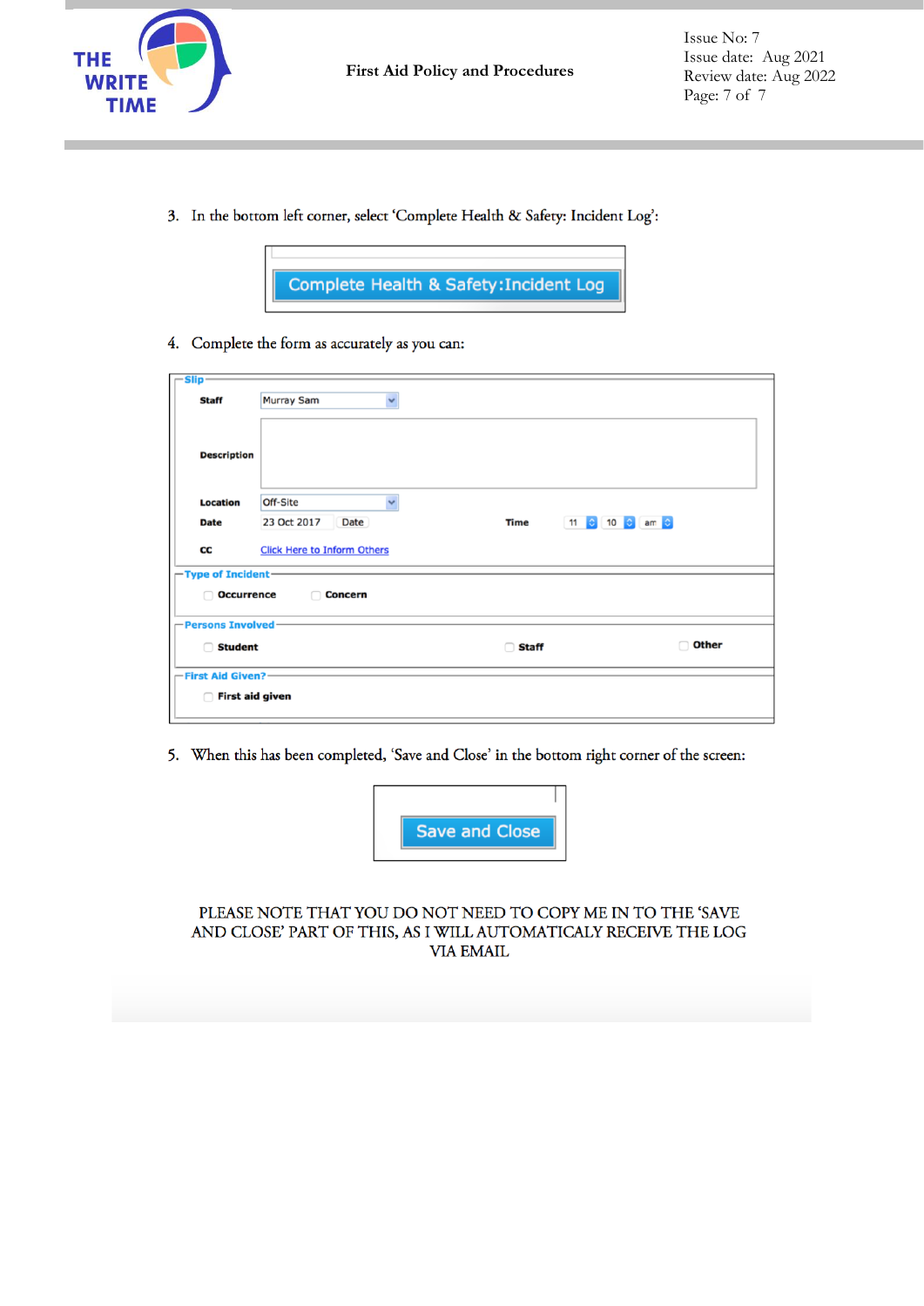3. In the bottom left corner, select 'Complete Health & Safety: Incident Log':

Complete Health & Safety:Incident Log

4. Complete the form as accurately as you can:

Slip

Staff: Murray Sam

Description

Location: Off-Site

Date: 23 Oct 2017 Date

Time: 11 10 am

CC: Click Here to Inform Others

Type of Incident

Occurrence Concern

Persons Involved

Student Staff Other

First Aid Given?

First aid given

5. When this has been completed, 'Save and Close' in the bottom right corner of the screen:

Save and Close

PLEASE NOTE THAT YOU DO NOT NEED TO COPY ME IN TO THE 'SAVE AND CLOSE' PART OF THIS, AS I WILL AUTOMATICALY RECEIVE THE LOG VIA EMAIL